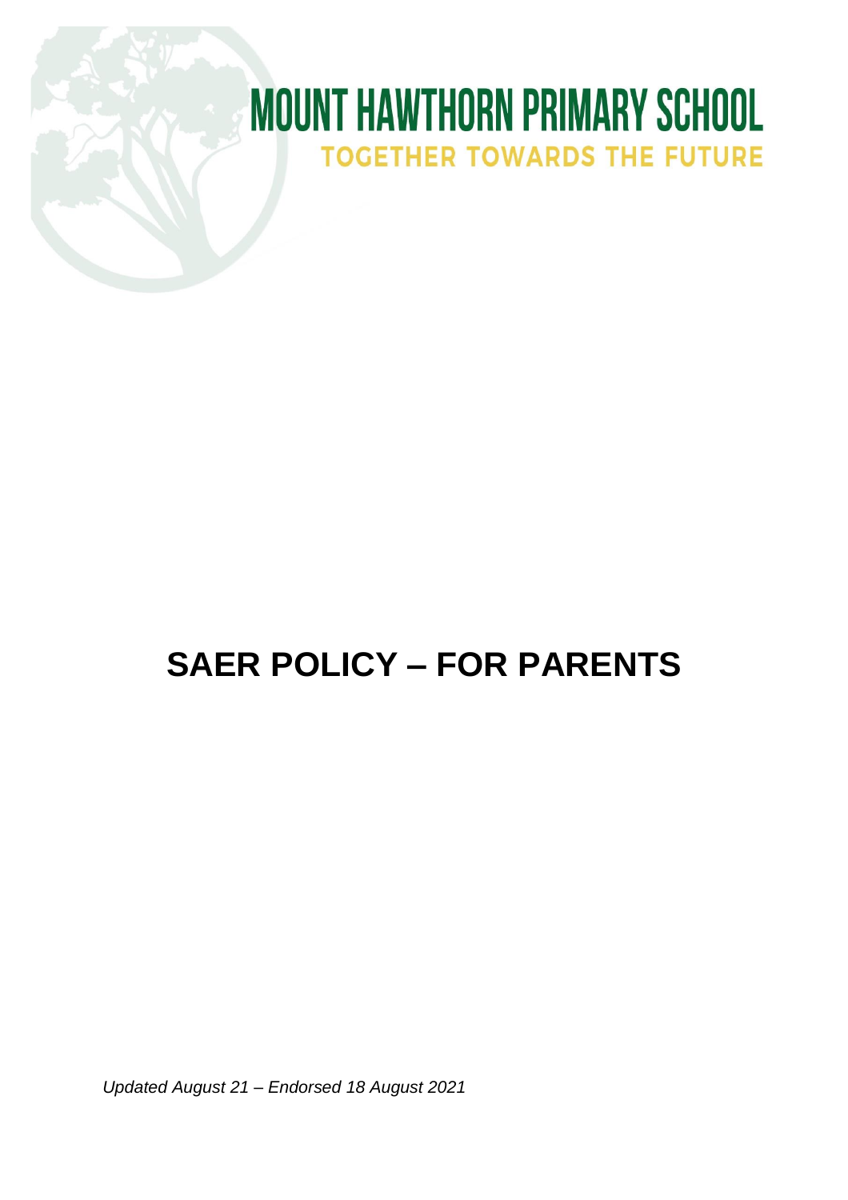# MOUNT HAWTHORN PRIMARY SCHOOL

**TOGETHER TOWARDS THE FUTURE**

# SAER POLICY – FOR PARENTS

*Updated August 21 – Endorsed 18 August 2021*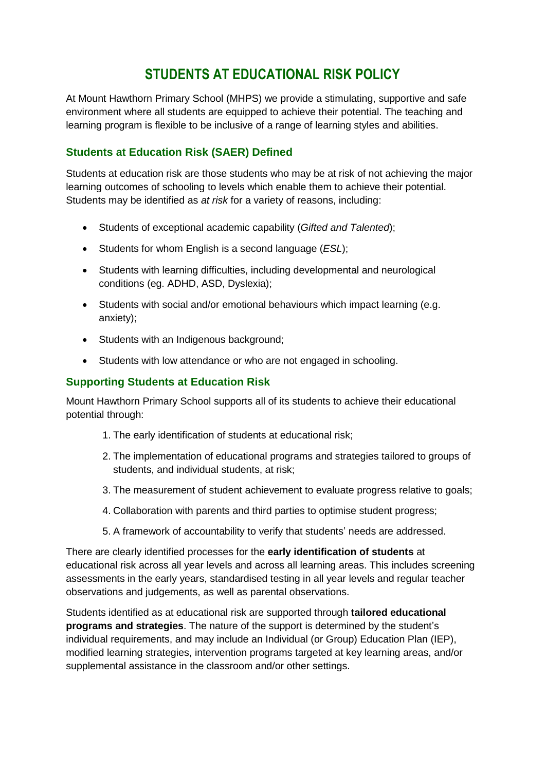# STUDENTS AT EDUCATIONAL RISK POLICY

At Mount Hawthorn Primary School (MHPS) we provide a stimulating, supportive and safe environment where all students are equipped to achieve their potential. The teaching and learning program is flexible to be inclusive of a range of learning styles and abilities.

## Students at Education Risk (SAER) Defined

Students at education risk are those students who may be at risk of not achieving the major learning outcomes of schooling to levels which enable them to achieve their potential. Students may be identified as *at risk* for a variety of reasons, including:

- Students of exceptional academic capability (*Gifted and Talented*);
- Students for whom English is a second language (*ESL*);
- Students with learning difficulties, including developmental and neurological conditions (eg. ADHD, ASD, Dyslexia);
- Students with social and/or emotional behaviours which impact learning (e.g. anxiety);
- Students with an Indigenous background;
- Students with low attendance or who are not engaged in schooling.

## Supporting Students at Education Risk

Mount Hawthorn Primary School supports all of its students to achieve their educational potential through:

1. The early identification of students at educational risk;
2. The implementation of educational programs and strategies tailored to groups of students, and individual students, at risk;
3. The measurement of student achievement to evaluate progress relative to goals;
4. Collaboration with parents and third parties to optimise student progress;
5. A framework of accountability to verify that students' needs are addressed.

There are clearly identified processes for the **early identification of students** at educational risk across all year levels and across all learning areas. This includes screening assessments in the early years, standardised testing in all year levels and regular teacher observations and judgements, as well as parental observations.

Students identified as at educational risk are supported through **tailored educational programs and strategies**. The nature of the support is determined by the student's individual requirements, and may include an Individual (or Group) Education Plan (IEP), modified learning strategies, intervention programs targeted at key learning areas, and/or supplemental assistance in the classroom and/or other settings.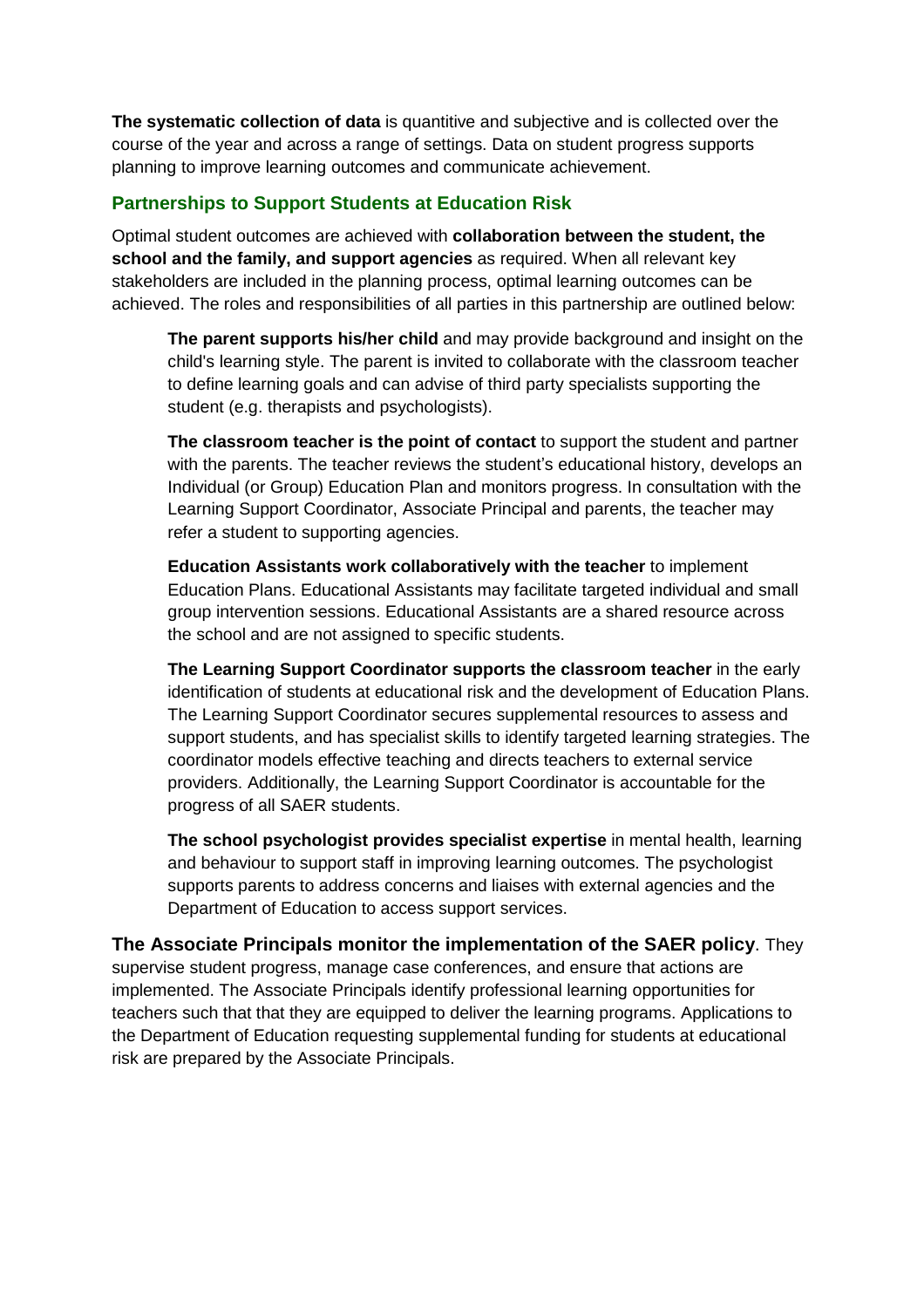**The systematic collection of data** is quantitive and subjective and is collected over the course of the year and across a range of settings. Data on student progress supports planning to improve learning outcomes and communicate achievement.

## Partnerships to Support Students at Education Risk

Optimal student outcomes are achieved with **collaboration between the student, the school and the family, and support agencies** as required. When all relevant key stakeholders are included in the planning process, optimal learning outcomes can be achieved. The roles and responsibilities of all parties in this partnership are outlined below:

> **The parent supports his/her child** and may provide background and insight on the child's learning style. The parent is invited to collaborate with the classroom teacher to define learning goals and can advise of third party specialists supporting the student (e.g. therapists and psychologists).
>
> **The classroom teacher is the point of contact** to support the student and partner with the parents. The teacher reviews the student's educational history, develops an Individual (or Group) Education Plan and monitors progress. In consultation with the Learning Support Coordinator, Associate Principal and parents, the teacher may refer a student to supporting agencies.
>
> **Education Assistants work collaboratively with the teacher** to implement Education Plans. Educational Assistants may facilitate targeted individual and small group intervention sessions. Educational Assistants are a shared resource across the school and are not assigned to specific students.
>
> **The Learning Support Coordinator supports the classroom teacher** in the early identification of students at educational risk and the development of Education Plans. The Learning Support Coordinator secures supplemental resources to assess and support students, and has specialist skills to identify targeted learning strategies. The coordinator models effective teaching and directs teachers to external service providers. Additionally, the Learning Support Coordinator is accountable for the progress of all SAER students.
>
> **The school psychologist provides specialist expertise** in mental health, learning and behaviour to support staff in improving learning outcomes. The psychologist supports parents to address concerns and liaises with external agencies and the Department of Education to access support services.

**The Associate Principals monitor the implementation of the SAER policy**. They supervise student progress, manage case conferences, and ensure that actions are implemented. The Associate Principals identify professional learning opportunities for teachers such that that they are equipped to deliver the learning programs. Applications to the Department of Education requesting supplemental funding for students at educational risk are prepared by the Associate Principals.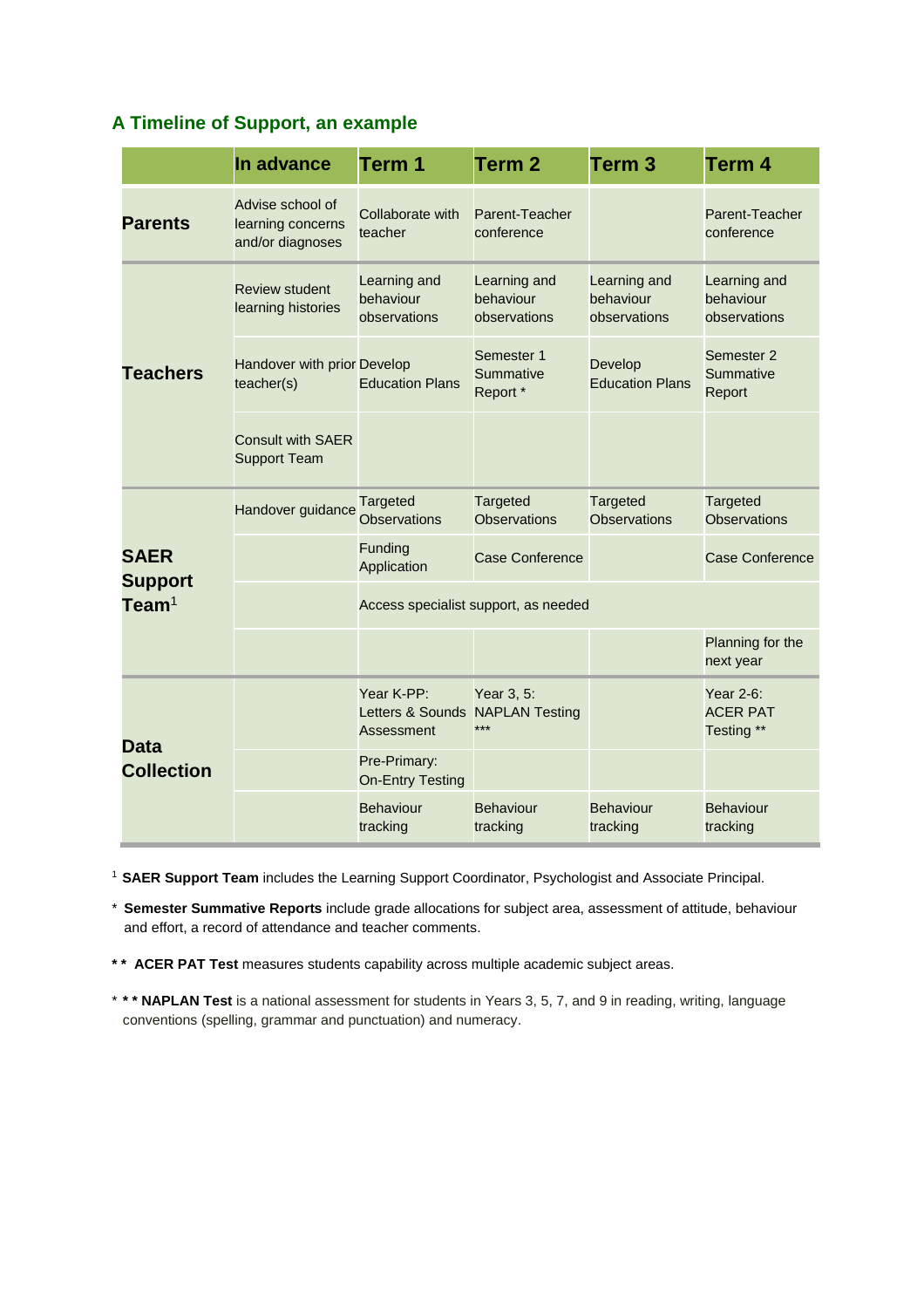## A Timeline of Support, an example

| | In advance | Term 1 | Term 2 | Term 3 | Term 4 |
|---|---|---|---|---|---|
| **Parents** | Advise school of learning concerns and/or diagnoses | Collaborate with teacher | Parent-Teacher conference | | Parent-Teacher conference |
| **Teachers** | Review student learning histories | Learning and behaviour observations | Learning and behaviour observations | Learning and behaviour observations | Learning and behaviour observations |
| | Handover with prior teacher(s) | Develop Education Plans | Semester 1 Summative Report * | Develop Education Plans | Semester 2 Summative Report |
| | Consult with SAER Support Team | | | | |
| **SAER Support Team**[1] | Handover guidance | Targeted Observations | Targeted Observations | Targeted Observations | Targeted Observations |
| | | Funding Application | Case Conference | | Case Conference |
| | | Access specialist support, as needed | | | |
| | | | | | Planning for the next year |
| **Data Collection** | | Year K-PP: Letters & Sounds Assessment | Year 3, 5: NAPLAN Testing *** | | Year 2-6: ACER PAT Testing ** |
| | | Pre-Primary: On-Entry Testing | | | |
| | | Behaviour tracking | Behaviour tracking | Behaviour tracking | Behaviour tracking |

[1] **SAER Support Team** includes the Learning Support Coordinator, Psychologist and Associate Principal.

\* **Semester Summative Reports** include grade allocations for subject area, assessment of attitude, behaviour and effort, a record of attendance and teacher comments.

\*\* **ACER PAT Test** measures students capability across multiple academic subject areas.

\*\*\* **NAPLAN Test** is a national assessment for students in Years 3, 5, 7, and 9 in reading, writing, language conventions (spelling, grammar and punctuation) and numeracy.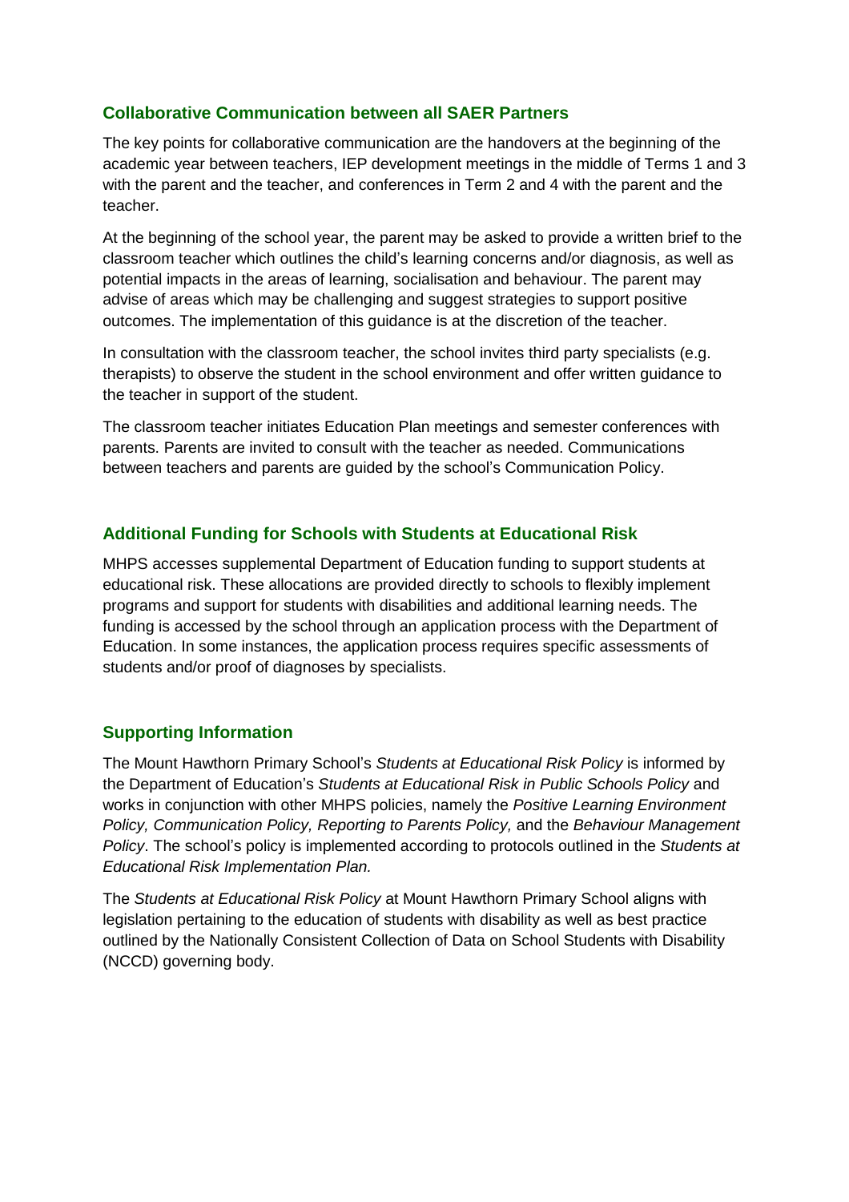## Collaborative Communication between all SAER Partners

The key points for collaborative communication are the handovers at the beginning of the academic year between teachers, IEP development meetings in the middle of Terms 1 and 3 with the parent and the teacher, and conferences in Term 2 and 4 with the parent and the teacher.

At the beginning of the school year, the parent may be asked to provide a written brief to the classroom teacher which outlines the child's learning concerns and/or diagnosis, as well as potential impacts in the areas of learning, socialisation and behaviour. The parent may advise of areas which may be challenging and suggest strategies to support positive outcomes. The implementation of this guidance is at the discretion of the teacher.

In consultation with the classroom teacher, the school invites third party specialists (e.g. therapists) to observe the student in the school environment and offer written guidance to the teacher in support of the student.

The classroom teacher initiates Education Plan meetings and semester conferences with parents. Parents are invited to consult with the teacher as needed. Communications between teachers and parents are guided by the school's Communication Policy.

## Additional Funding for Schools with Students at Educational Risk

MHPS accesses supplemental Department of Education funding to support students at educational risk. These allocations are provided directly to schools to flexibly implement programs and support for students with disabilities and additional learning needs. The funding is accessed by the school through an application process with the Department of Education. In some instances, the application process requires specific assessments of students and/or proof of diagnoses by specialists.

## Supporting Information

The Mount Hawthorn Primary School's *Students at Educational Risk Policy* is informed by the Department of Education's *Students at Educational Risk in Public Schools Policy* and works in conjunction with other MHPS policies, namely the *Positive Learning Environment Policy, Communication Policy, Reporting to Parents Policy,* and the *Behaviour Management Policy*. The school's policy is implemented according to protocols outlined in the *Students at Educational Risk Implementation Plan.*

The *Students at Educational Risk Policy* at Mount Hawthorn Primary School aligns with legislation pertaining to the education of students with disability as well as best practice outlined by the Nationally Consistent Collection of Data on School Students with Disability (NCCD) governing body.